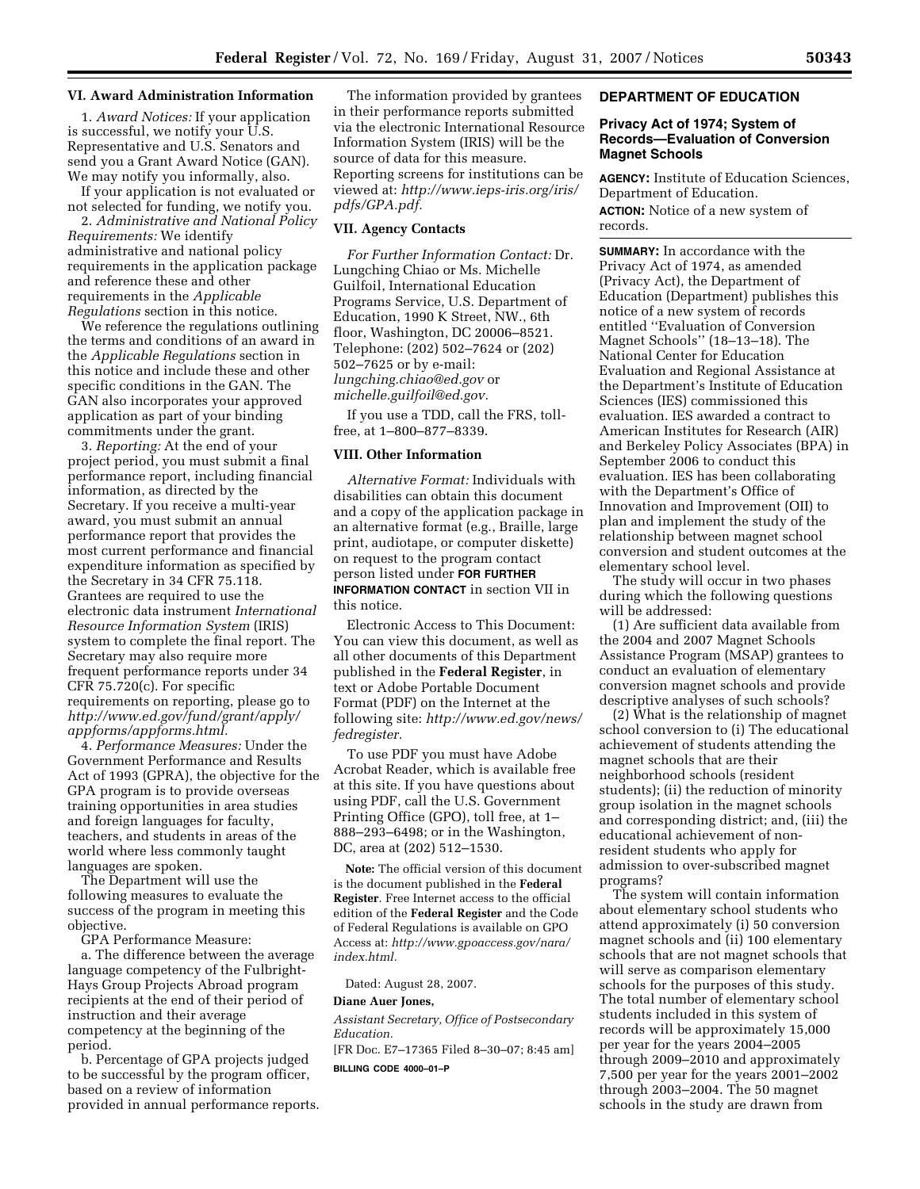## VI. Award Administration Information

1. *Award Notices:* If your application is successful, we notify your U.S. Representative and U.S. Senators and send you a Grant Award Notice (GAN). We may notify you informally, also.

If your application is not evaluated or not selected for funding, we notify you.

2. *Administrative and National Policy Requirements:* We identify administrative and national policy requirements in the application package and reference these and other requirements in the *Applicable Regulations* section in this notice.

We reference the regulations outlining the terms and conditions of an award in the *Applicable Regulations* section in this notice and include these and other specific conditions in the GAN. The GAN also incorporates your approved application as part of your binding commitments under the grant.

3. *Reporting:* At the end of your project period, you must submit a final performance report, including financial information, as directed by the Secretary. If you receive a multi-year award, you must submit an annual performance report that provides the most current performance and financial expenditure information as specified by the Secretary in 34 CFR 75.118. Grantees are required to use the electronic data instrument *International Resource Information System* (IRIS) system to complete the final report. The Secretary may also require more frequent performance reports under 34 CFR 75.720(c). For specific requirements on reporting, please go to *http://www.ed.gov/fund/grant/apply/appforms/appforms.html.*

4. *Performance Measures:* Under the Government Performance and Results Act of 1993 (GPRA), the objective for the GPA program is to provide overseas training opportunities in area studies and foreign languages for faculty, teachers, and students in areas of the world where less commonly taught languages are spoken.

The Department will use the following measures to evaluate the success of the program in meeting this objective.

GPA Performance Measure:

a. The difference between the average language competency of the Fulbright-Hays Group Projects Abroad program recipients at the end of their period of instruction and their average competency at the beginning of the period.

b. Percentage of GPA projects judged to be successful by the program officer, based on a review of information provided in annual performance reports.

The information provided by grantees in their performance reports submitted via the electronic International Resource Information System (IRIS) will be the source of data for this measure. Reporting screens for institutions can be viewed at: *http://www.ieps-iris.org/iris/pdfs/GPA.pdf.*

## VII. Agency Contacts

*For Further Information Contact:* Dr. Lungching Chiao or Ms. Michelle Guilfoil, International Education Programs Service, U.S. Department of Education, 1990 K Street, NW., 6th floor, Washington, DC 20006–8521. Telephone: (202) 502–7624 or (202) 502–7625 or by e-mail: *lungching.chiao@ed.gov* or *michelle.guilfoil@ed.gov.*

If you use a TDD, call the FRS, toll-free, at 1–800–877–8339.

## VIII. Other Information

*Alternative Format:* Individuals with disabilities can obtain this document and a copy of the application package in an alternative format (e.g., Braille, large print, audiotape, or computer diskette) on request to the program contact person listed under **FOR FURTHER INFORMATION CONTACT** in section VII in this notice.

Electronic Access to This Document: You can view this document, as well as all other documents of this Department published in the **Federal Register**, in text or Adobe Portable Document Format (PDF) on the Internet at the following site: *http://www.ed.gov/news/fedregister.*

To use PDF you must have Adobe Acrobat Reader, which is available free at this site. If you have questions about using PDF, call the U.S. Government Printing Office (GPO), toll free, at 1–888–293–6498; or in the Washington, DC, area at (202) 512–1530.

**Note:** The official version of this document is the document published in the **Federal Register**. Free Internet access to the official edition of the **Federal Register** and the Code of Federal Regulations is available on GPO Access at: *http://www.gpoaccess.gov/nara/index.html.*

Dated: August 28, 2007.

**Diane Auer Jones,**

*Assistant Secretary, Office of Postsecondary Education.*

[FR Doc. E7–17365 Filed 8–30–07; 8:45 am]

**BILLING CODE 4000–01–P**

## DEPARTMENT OF EDUCATION

### Privacy Act of 1974; System of Records—Evaluation of Conversion Magnet Schools

**AGENCY:** Institute of Education Sciences, Department of Education.

**ACTION:** Notice of a new system of records.

**SUMMARY:** In accordance with the Privacy Act of 1974, as amended (Privacy Act), the Department of Education (Department) publishes this notice of a new system of records entitled ''Evaluation of Conversion Magnet Schools'' (18–13–18). The National Center for Education Evaluation and Regional Assistance at the Department's Institute of Education Sciences (IES) commissioned this evaluation. IES awarded a contract to American Institutes for Research (AIR) and Berkeley Policy Associates (BPA) in September 2006 to conduct this evaluation. IES has been collaborating with the Department's Office of Innovation and Improvement (OII) to plan and implement the study of the relationship between magnet school conversion and student outcomes at the elementary school level.

The study will occur in two phases during which the following questions will be addressed:

(1) Are sufficient data available from the 2004 and 2007 Magnet Schools Assistance Program (MSAP) grantees to conduct an evaluation of elementary conversion magnet schools and provide descriptive analyses of such schools?

(2) What is the relationship of magnet school conversion to (i) The educational achievement of students attending the magnet schools that are their neighborhood schools (resident students); (ii) the reduction of minority group isolation in the magnet schools and corresponding district; and, (iii) the educational achievement of non-resident students who apply for admission to over-subscribed magnet programs?

The system will contain information about elementary school students who attend approximately (i) 50 conversion magnet schools and (ii) 100 elementary schools that are not magnet schools that will serve as comparison elementary schools for the purposes of this study. The total number of elementary school students included in this system of records will be approximately 15,000 per year for the years 2004–2005 through 2009–2010 and approximately 7,500 per year for the years 2001–2002 through 2003–2004. The 50 magnet schools in the study are drawn from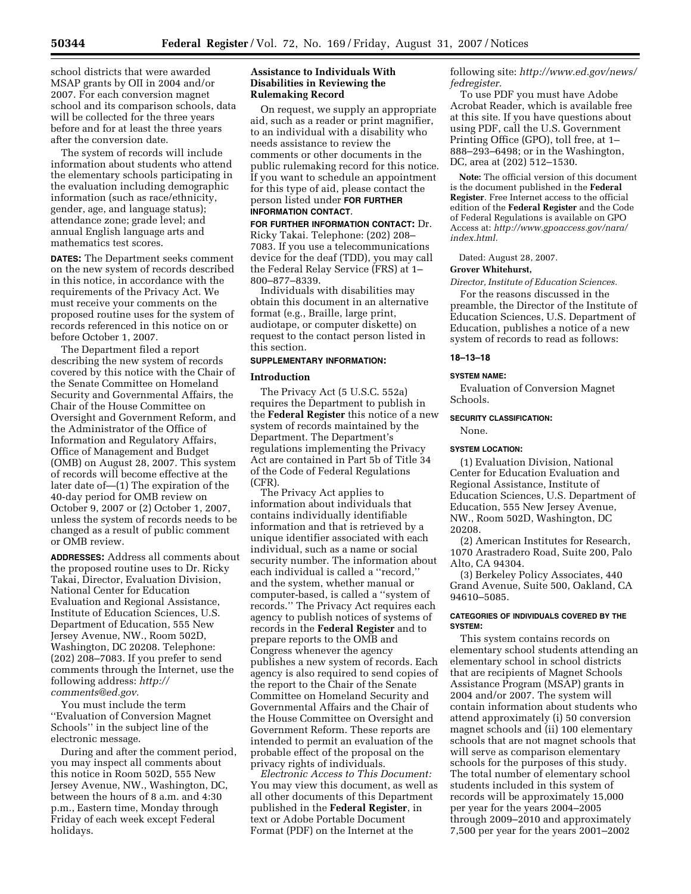school districts that were awarded MSAP grants by OII in 2004 and/or 2007. For each conversion magnet school and its comparison schools, data will be collected for the three years before and for at least the three years after the conversion date.

The system of records will include information about students who attend the elementary schools participating in the evaluation including demographic information (such as race/ethnicity, gender, age, and language status); attendance zone; grade level; and annual English language arts and mathematics test scores.

**DATES:** The Department seeks comment on the new system of records described in this notice, in accordance with the requirements of the Privacy Act. We must receive your comments on the proposed routine uses for the system of records referenced in this notice on or before October 1, 2007.

The Department filed a report describing the new system of records covered by this notice with the Chair of the Senate Committee on Homeland Security and Governmental Affairs, the Chair of the House Committee on Oversight and Government Reform, and the Administrator of the Office of Information and Regulatory Affairs, Office of Management and Budget (OMB) on August 28, 2007. This system of records will become effective at the later date of—(1) The expiration of the 40-day period for OMB review on October 9, 2007 or (2) October 1, 2007, unless the system of records needs to be changed as a result of public comment or OMB review.

**ADDRESSES:** Address all comments about the proposed routine uses to Dr. Ricky Takai, Director, Evaluation Division, National Center for Education Evaluation and Regional Assistance, Institute of Education Sciences, U.S. Department of Education, 555 New Jersey Avenue, NW., Room 502D, Washington, DC 20208. Telephone: (202) 208–7083. If you prefer to send comments through the Internet, use the following address: *http://comments@ed.gov.*

You must include the term ''Evaluation of Conversion Magnet Schools'' in the subject line of the electronic message.

During and after the comment period, you may inspect all comments about this notice in Room 502D, 555 New Jersey Avenue, NW., Washington, DC, between the hours of 8 a.m. and 4:30 p.m., Eastern time, Monday through Friday of each week except Federal holidays.

**Assistance to Individuals With Disabilities in Reviewing the Rulemaking Record**

On request, we supply an appropriate aid, such as a reader or print magnifier, to an individual with a disability who needs assistance to review the comments or other documents in the public rulemaking record for this notice. If you want to schedule an appointment for this type of aid, please contact the person listed under **FOR FURTHER INFORMATION CONTACT**.

**FOR FURTHER INFORMATION CONTACT:** Dr. Ricky Takai. Telephone: (202) 208–7083. If you use a telecommunications device for the deaf (TDD), you may call the Federal Relay Service (FRS) at 1–800–877–8339.

Individuals with disabilities may obtain this document in an alternative format (e.g., Braille, large print, audiotape, or computer diskette) on request to the contact person listed in this section.

**SUPPLEMENTARY INFORMATION:**

**Introduction**

The Privacy Act (5 U.S.C. 552a) requires the Department to publish in the **Federal Register** this notice of a new system of records maintained by the Department. The Department's regulations implementing the Privacy Act are contained in Part 5b of Title 34 of the Code of Federal Regulations (CFR).

The Privacy Act applies to information about individuals that contains individually identifiable information and that is retrieved by a unique identifier associated with each individual, such as a name or social security number. The information about each individual is called a ''record,'' and the system, whether manual or computer-based, is called a ''system of records.'' The Privacy Act requires each agency to publish notices of systems of records in the **Federal Register** and to prepare reports to the OMB and Congress whenever the agency publishes a new system of records. Each agency is also required to send copies of the report to the Chair of the Senate Committee on Homeland Security and Governmental Affairs and the Chair of the House Committee on Oversight and Government Reform. These reports are intended to permit an evaluation of the probable effect of the proposal on the privacy rights of individuals.

*Electronic Access to This Document:* You may view this document, as well as all other documents of this Department published in the **Federal Register**, in text or Adobe Portable Document Format (PDF) on the Internet at the following site: *http://www.ed.gov/news/fedregister.*

To use PDF you must have Adobe Acrobat Reader, which is available free at this site. If you have questions about using PDF, call the U.S. Government Printing Office (GPO), toll free, at 1–888–293–6498; or in the Washington, DC, area at (202) 512–1530.

**Note:** The official version of this document is the document published in the **Federal Register**. Free Internet access to the official edition of the **Federal Register** and the Code of Federal Regulations is available on GPO Access at: *http://www.gpoaccess.gov/nara/index.html.*

Dated: August 28, 2007.

**Grover Whitehurst,**

*Director, Institute of Education Sciences.*

For the reasons discussed in the preamble, the Director of the Institute of Education Sciences, U.S. Department of Education, publishes a notice of a new system of records to read as follows:

**18–13–18**

**SYSTEM NAME:**

Evaluation of Conversion Magnet Schools.

**SECURITY CLASSIFICATION:**

None.

**SYSTEM LOCATION:**

(1) Evaluation Division, National Center for Education Evaluation and Regional Assistance, Institute of Education Sciences, U.S. Department of Education, 555 New Jersey Avenue, NW., Room 502D, Washington, DC 20208.

(2) American Institutes for Research, 1070 Arastradero Road, Suite 200, Palo Alto, CA 94304.

(3) Berkeley Policy Associates, 440 Grand Avenue, Suite 500, Oakland, CA 94610–5085.

**CATEGORIES OF INDIVIDUALS COVERED BY THE SYSTEM:**

This system contains records on elementary school students attending an elementary school in school districts that are recipients of Magnet Schools Assistance Program (MSAP) grants in 2004 and/or 2007. The system will contain information about students who attend approximately (i) 50 conversion magnet schools and (ii) 100 elementary schools that are not magnet schools that will serve as comparison elementary schools for the purposes of this study. The total number of elementary school students included in this system of records will be approximately 15,000 per year for the years 2004–2005 through 2009–2010 and approximately 7,500 per year for the years 2001–2002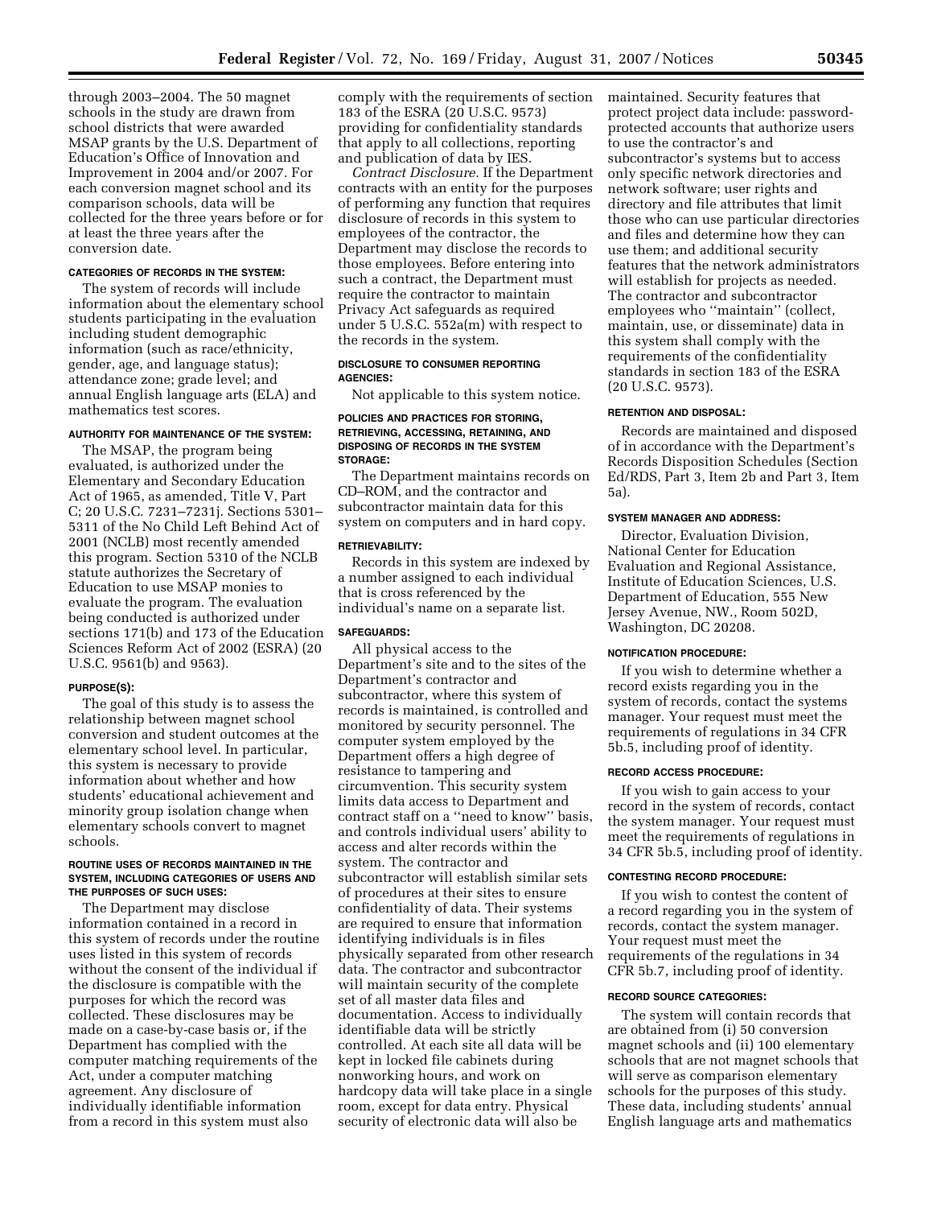through 2003–2004. The 50 magnet schools in the study are drawn from school districts that were awarded MSAP grants by the U.S. Department of Education's Office of Innovation and Improvement in 2004 and/or 2007. For each conversion magnet school and its comparison schools, data will be collected for the three years before or for at least the three years after the conversion date.

#### CATEGORIES OF RECORDS IN THE SYSTEM:

The system of records will include information about the elementary school students participating in the evaluation including student demographic information (such as race/ethnicity, gender, age, and language status); attendance zone; grade level; and annual English language arts (ELA) and mathematics test scores.

#### AUTHORITY FOR MAINTENANCE OF THE SYSTEM:

The MSAP, the program being evaluated, is authorized under the Elementary and Secondary Education Act of 1965, as amended, Title V, Part C; 20 U.S.C. 7231–7231j. Sections 5301–5311 of the No Child Left Behind Act of 2001 (NCLB) most recently amended this program. Section 5310 of the NCLB statute authorizes the Secretary of Education to use MSAP monies to evaluate the program. The evaluation being conducted is authorized under sections 171(b) and 173 of the Education Sciences Reform Act of 2002 (ESRA) (20 U.S.C. 9561(b) and 9563).

#### PURPOSE(S):

The goal of this study is to assess the relationship between magnet school conversion and student outcomes at the elementary school level. In particular, this system is necessary to provide information about whether and how students' educational achievement and minority group isolation change when elementary schools convert to magnet schools.

#### ROUTINE USES OF RECORDS MAINTAINED IN THE SYSTEM, INCLUDING CATEGORIES OF USERS AND THE PURPOSES OF SUCH USES:

The Department may disclose information contained in a record in this system of records under the routine uses listed in this system of records without the consent of the individual if the disclosure is compatible with the purposes for which the record was collected. These disclosures may be made on a case-by-case basis or, if the Department has complied with the computer matching requirements of the Act, under a computer matching agreement. Any disclosure of individually identifiable information from a record in this system must also comply with the requirements of section 183 of the ESRA (20 U.S.C. 9573) providing for confidentiality standards that apply to all collections, reporting and publication of data by IES.

*Contract Disclosure.* If the Department contracts with an entity for the purposes of performing any function that requires disclosure of records in this system to employees of the contractor, the Department may disclose the records to those employees. Before entering into such a contract, the Department must require the contractor to maintain Privacy Act safeguards as required under 5 U.S.C. 552a(m) with respect to the records in the system.

#### DISCLOSURE TO CONSUMER REPORTING AGENCIES:

Not applicable to this system notice.

#### POLICIES AND PRACTICES FOR STORING, RETRIEVING, ACCESSING, RETAINING, AND DISPOSING OF RECORDS IN THE SYSTEM STORAGE:

The Department maintains records on CD–ROM, and the contractor and subcontractor maintain data for this system on computers and in hard copy.

#### RETRIEVABILITY:

Records in this system are indexed by a number assigned to each individual that is cross referenced by the individual's name on a separate list.

#### SAFEGUARDS:

All physical access to the Department's site and to the sites of the Department's contractor and subcontractor, where this system of records is maintained, is controlled and monitored by security personnel. The computer system employed by the Department offers a high degree of resistance to tampering and circumvention. This security system limits data access to Department and contract staff on a ''need to know'' basis, and controls individual users' ability to access and alter records within the system. The contractor and subcontractor will establish similar sets of procedures at their sites to ensure confidentiality of data. Their systems are required to ensure that information identifying individuals is in files physically separated from other research data. The contractor and subcontractor will maintain security of the complete set of all master data files and documentation. Access to individually identifiable data will be strictly controlled. At each site all data will be kept in locked file cabinets during nonworking hours, and work on hardcopy data will take place in a single room, except for data entry. Physical security of electronic data will also be maintained. Security features that protect project data include: password-protected accounts that authorize users to use the contractor's and subcontractor's systems but to access only specific network directories and network software; user rights and directory and file attributes that limit those who can use particular directories and files and determine how they can use them; and additional security features that the network administrators will establish for projects as needed. The contractor and subcontractor employees who ''maintain'' (collect, maintain, use, or disseminate) data in this system shall comply with the requirements of the confidentiality standards in section 183 of the ESRA (20 U.S.C. 9573).

#### RETENTION AND DISPOSAL:

Records are maintained and disposed of in accordance with the Department's Records Disposition Schedules (Section Ed/RDS, Part 3, Item 2b and Part 3, Item 5a).

#### SYSTEM MANAGER AND ADDRESS:

Director, Evaluation Division, National Center for Education Evaluation and Regional Assistance, Institute of Education Sciences, U.S. Department of Education, 555 New Jersey Avenue, NW., Room 502D, Washington, DC 20208.

#### NOTIFICATION PROCEDURE:

If you wish to determine whether a record exists regarding you in the system of records, contact the systems manager. Your request must meet the requirements of regulations in 34 CFR 5b.5, including proof of identity.

#### RECORD ACCESS PROCEDURE:

If you wish to gain access to your record in the system of records, contact the system manager. Your request must meet the requirements of regulations in 34 CFR 5b.5, including proof of identity.

#### CONTESTING RECORD PROCEDURE:

If you wish to contest the content of a record regarding you in the system of records, contact the system manager. Your request must meet the requirements of the regulations in 34 CFR 5b.7, including proof of identity.

#### RECORD SOURCE CATEGORIES:

The system will contain records that are obtained from (i) 50 conversion magnet schools and (ii) 100 elementary schools that are not magnet schools that will serve as comparison elementary schools for the purposes of this study. These data, including students' annual English language arts and mathematics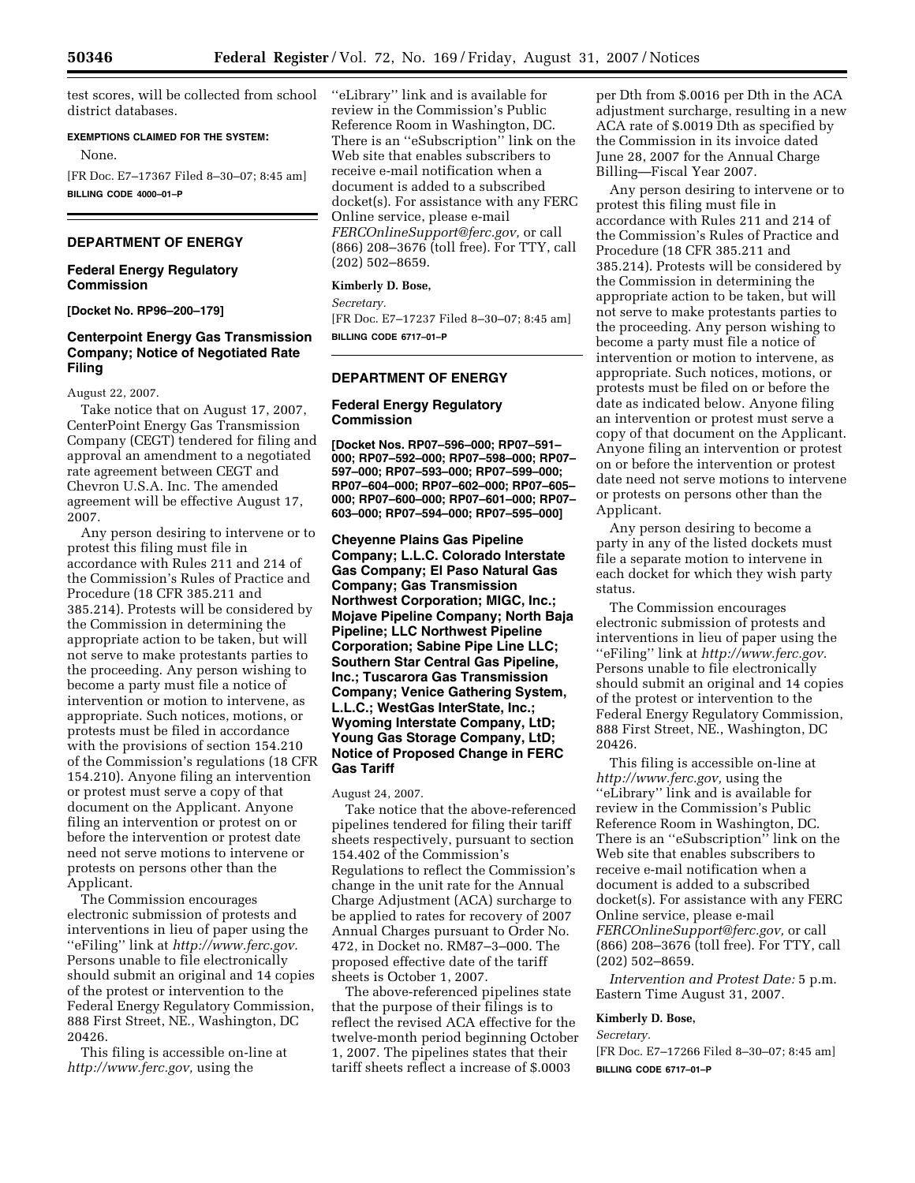test scores, will be collected from school district databases.

**EXEMPTIONS CLAIMED FOR THE SYSTEM:**

None.

[FR Doc. E7–17367 Filed 8–30–07; 8:45 am]

**BILLING CODE 4000–01–P**

## DEPARTMENT OF ENERGY

### Federal Energy Regulatory Commission

**[Docket No. RP96–200–179]**

### Centerpoint Energy Gas Transmission Company; Notice of Negotiated Rate Filing

August 22, 2007.

Take notice that on August 17, 2007, CenterPoint Energy Gas Transmission Company (CEGT) tendered for filing and approval an amendment to a negotiated rate agreement between CEGT and Chevron U.S.A. Inc. The amended agreement will be effective August 17, 2007.

Any person desiring to intervene or to protest this filing must file in accordance with Rules 211 and 214 of the Commission's Rules of Practice and Procedure (18 CFR 385.211 and 385.214). Protests will be considered by the Commission in determining the appropriate action to be taken, but will not serve to make protestants parties to the proceeding. Any person wishing to become a party must file a notice of intervention or motion to intervene, as appropriate. Such notices, motions, or protests must be filed in accordance with the provisions of section 154.210 of the Commission's regulations (18 CFR 154.210). Anyone filing an intervention or protest must serve a copy of that document on the Applicant. Anyone filing an intervention or protest on or before the intervention or protest date need not serve motions to intervene or protests on persons other than the Applicant.

The Commission encourages electronic submission of protests and interventions in lieu of paper using the ''eFiling'' link at *http://www.ferc.gov.* Persons unable to file electronically should submit an original and 14 copies of the protest or intervention to the Federal Energy Regulatory Commission, 888 First Street, NE., Washington, DC 20426.

This filing is accessible on-line at *http://www.ferc.gov,* using the ''eLibrary'' link and is available for review in the Commission's Public Reference Room in Washington, DC. There is an ''eSubscription'' link on the Web site that enables subscribers to receive e-mail notification when a document is added to a subscribed docket(s). For assistance with any FERC Online service, please e-mail *FERCOnlineSupport@ferc.gov,* or call (866) 208–3676 (toll free). For TTY, call (202) 502–8659.

**Kimberly D. Bose,**

*Secretary.*

[FR Doc. E7–17237 Filed 8–30–07; 8:45 am]

**BILLING CODE 6717–01–P**

## DEPARTMENT OF ENERGY

### Federal Energy Regulatory Commission

**[Docket Nos. RP07–596–000; RP07–591–000; RP07–592–000; RP07–598–000; RP07–597–000; RP07–593–000; RP07–599–000; RP07–604–000; RP07–602–000; RP07–605–000; RP07–600–000; RP07–601–000; RP07–603–000; RP07–594–000; RP07–595–000]**

### Cheyenne Plains Gas Pipeline Company; L.L.C. Colorado Interstate Gas Company; El Paso Natural Gas Company; Gas Transmission Northwest Corporation; MIGC, Inc.; Mojave Pipeline Company; North Baja Pipeline; LLC Northwest Pipeline Corporation; Sabine Pipe Line LLC; Southern Star Central Gas Pipeline, Inc.; Tuscarora Gas Transmission Company; Venice Gathering System, L.L.C.; WestGas InterState, Inc.; Wyoming Interstate Company, LtD; Young Gas Storage Company, LtD; Notice of Proposed Change in FERC Gas Tariff

August 24, 2007.

Take notice that the above-referenced pipelines tendered for filing their tariff sheets respectively, pursuant to section 154.402 of the Commission's Regulations to reflect the Commission's change in the unit rate for the Annual Charge Adjustment (ACA) surcharge to be applied to rates for recovery of 2007 Annual Charges pursuant to Order No. 472, in Docket no. RM87–3–000. The proposed effective date of the tariff sheets is October 1, 2007.

The above-referenced pipelines state that the purpose of their filings is to reflect the revised ACA effective for the twelve-month period beginning October 1, 2007. The pipelines states that their tariff sheets reflect a increase of $.0003 per Dth from $.0016 per Dth in the ACA adjustment surcharge, resulting in a new ACA rate of $.0019 Dth as specified by the Commission in its invoice dated June 28, 2007 for the Annual Charge Billing—Fiscal Year 2007.

Any person desiring to intervene or to protest this filing must file in accordance with Rules 211 and 214 of the Commission's Rules of Practice and Procedure (18 CFR 385.211 and 385.214). Protests will be considered by the Commission in determining the appropriate action to be taken, but will not serve to make protestants parties to the proceeding. Any person wishing to become a party must file a notice of intervention or motion to intervene, as appropriate. Such notices, motions, or protests must be filed on or before the date as indicated below. Anyone filing an intervention or protest must serve a copy of that document on the Applicant. Anyone filing an intervention or protest on or before the intervention or protest date need not serve motions to intervene or protests on persons other than the Applicant.

Any person desiring to become a party in any of the listed dockets must file a separate motion to intervene in each docket for which they wish party status.

The Commission encourages electronic submission of protests and interventions in lieu of paper using the ''eFiling'' link at *http://www.ferc.gov.* Persons unable to file electronically should submit an original and 14 copies of the protest or intervention to the Federal Energy Regulatory Commission, 888 First Street, NE., Washington, DC 20426.

This filing is accessible on-line at *http://www.ferc.gov,* using the ''eLibrary'' link and is available for review in the Commission's Public Reference Room in Washington, DC. There is an ''eSubscription'' link on the Web site that enables subscribers to receive e-mail notification when a document is added to a subscribed docket(s). For assistance with any FERC Online service, please e-mail *FERCOnlineSupport@ferc.gov,* or call (866) 208–3676 (toll free). For TTY, call (202) 502–8659.

*Intervention and Protest Date:* 5 p.m. Eastern Time August 31, 2007.

**Kimberly D. Bose,**

*Secretary.*

[FR Doc. E7–17266 Filed 8–30–07; 8:45 am]

**BILLING CODE 6717–01–P**